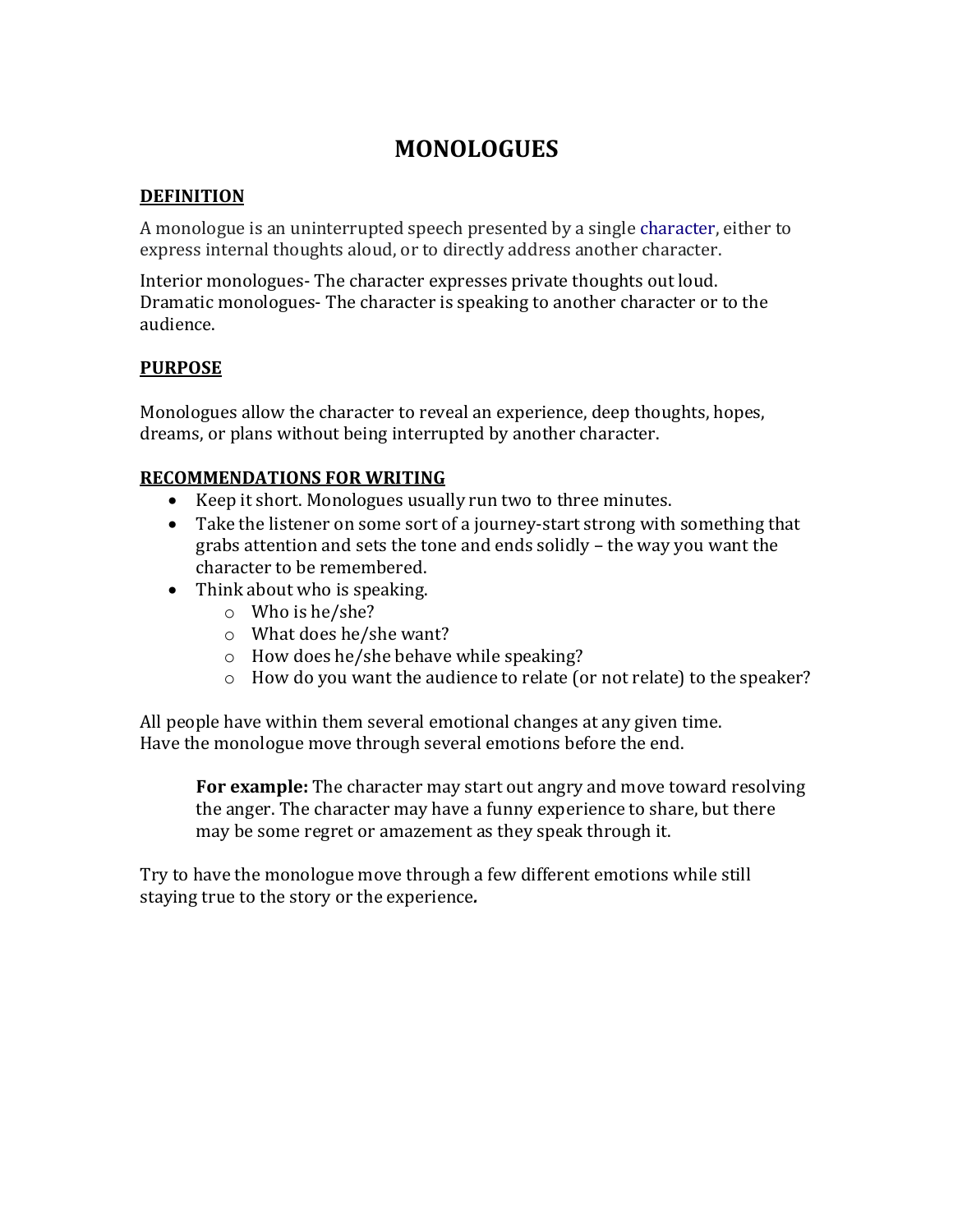# MONOLOGUES

## DEFINITION

A monologue is an uninterrupted speech presented by a single character, either to express internal thoughts aloud, or to directly address another character.

Interior monologues- The character expresses private thoughts out loud.
Dramatic monologues- The character is speaking to another character or to the audience.

## PURPOSE

Monologues allow the character to reveal an experience, deep thoughts, hopes, dreams, or plans without being interrupted by another character.

## RECOMMENDATIONS FOR WRITING

- Keep it short. Monologues usually run two to three minutes.
- Take the listener on some sort of a journey-start strong with something that grabs attention and sets the tone and ends solidly – the way you want the character to be remembered.
- Think about who is speaking.
    - Who is he/she?
    - What does he/she want?
    - How does he/she behave while speaking?
    - How do you want the audience to relate (or not relate) to the speaker?

All people have within them several emotional changes at any given time.
Have the monologue move through several emotions before the end.

> **For example:** The character may start out angry and move toward resolving the anger. The character may have a funny experience to share, but there may be some regret or amazement as they speak through it.

Try to have the monologue move through a few different emotions while still staying true to the story or the experience.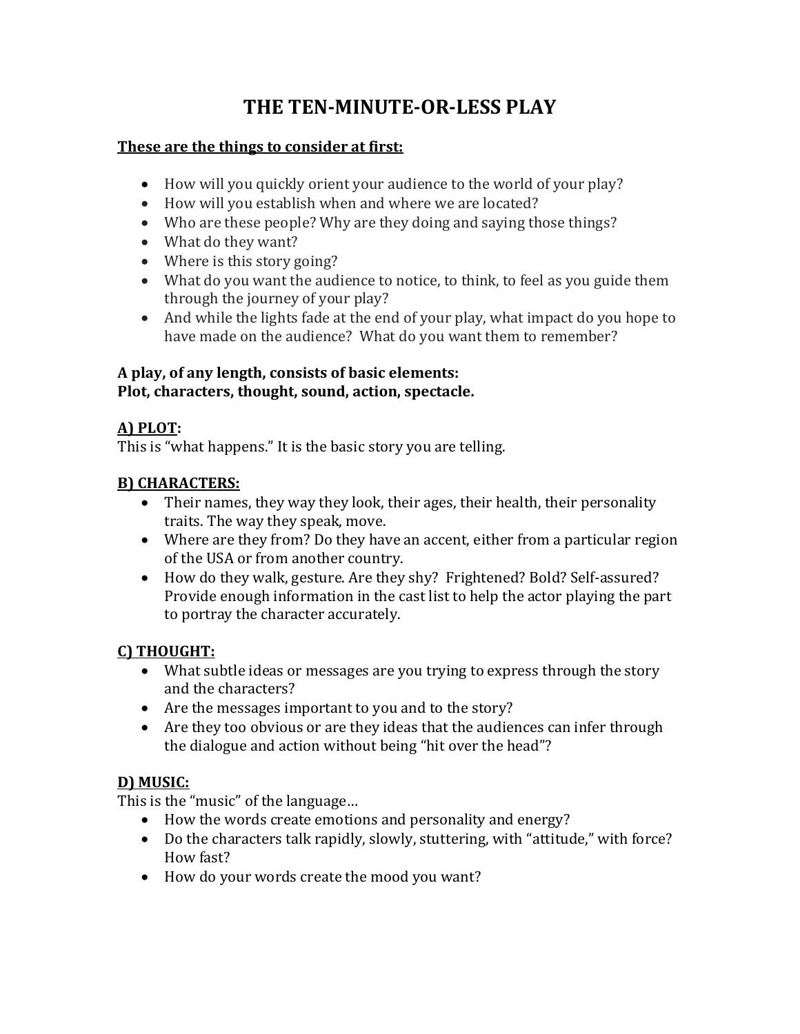# THE TEN-MINUTE-OR-LESS PLAY

**<u>These are the things to consider at first:</u>**

- How will you quickly orient your audience to the world of your play?
- How will you establish when and where we are located?
- Who are these people? Why are they doing and saying those things?
- What do they want?
- Where is this story going?
- What do you want the audience to notice, to think, to feel as you guide them through the journey of your play?
- And while the lights fade at the end of your play, what impact do you hope to have made on the audience? What do you want them to remember?

**A play, of any length, consists of basic elements:**
**Plot, characters, thought, sound, action, spectacle.**

**<u>A) PLOT</u>:**
This is "what happens." It is the basic story you are telling.

**<u>B) CHARACTERS:</u>**

- Their names, they way they look, their ages, their health, their personality traits. The way they speak, move.
- Where are they from? Do they have an accent, either from a particular region of the USA or from another country.
- How do they walk, gesture. Are they shy? Frightened? Bold? Self-assured? Provide enough information in the cast list to help the actor playing the part to portray the character accurately.

**<u>C) THOUGHT</u>:**

- What subtle ideas or messages are you trying to express through the story and the characters?
- Are the messages important to you and to the story?
- Are they too obvious or are they ideas that the audiences can infer through the dialogue and action without being "hit over the head"?

**<u>D) MUSIC:</u>**
This is the "music" of the language…

- How the words create emotions and personality and energy?
- Do the characters talk rapidly, slowly, stuttering, with "attitude," with force? How fast?
- How do your words create the mood you want?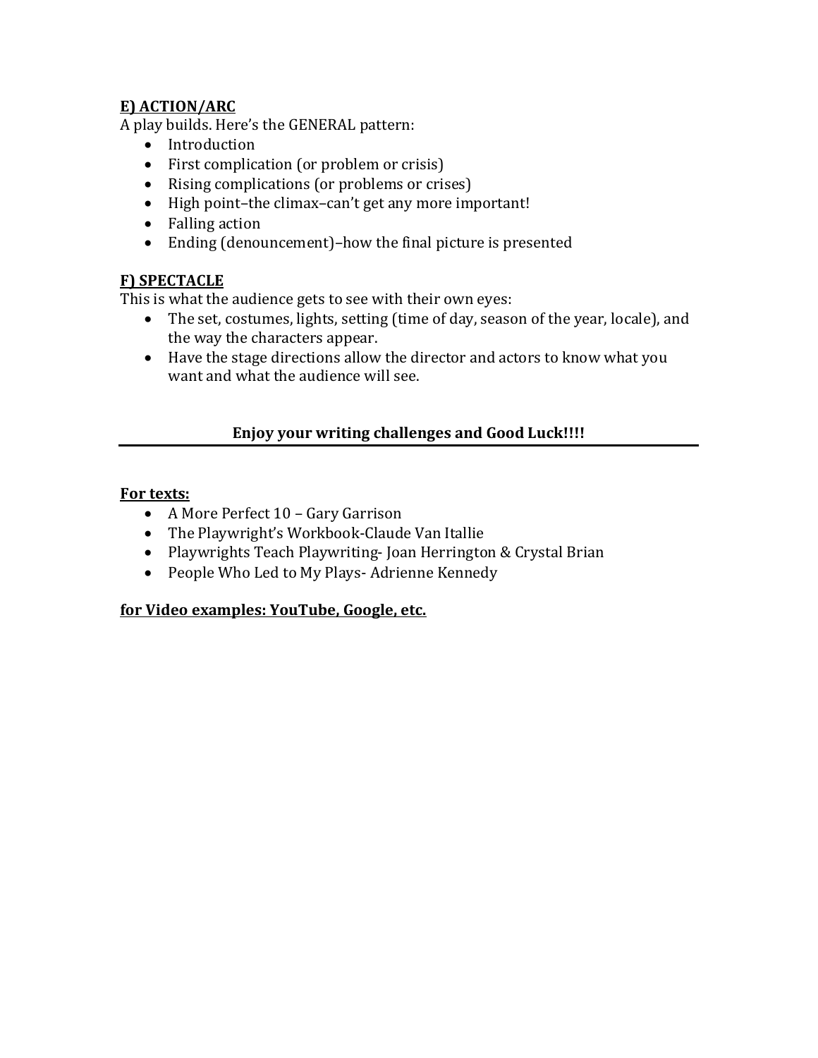**<u>E) ACTION/ARC</u>**

A play builds. Here's the GENERAL pattern:

- Introduction
- First complication (or problem or crisis)
- Rising complications (or problems or crises)
- High point–the climax–can't get any more important!
- Falling action
- Ending (denouncement)–how the final picture is presented

**<u>F) SPECTACLE</u>**

This is what the audience gets to see with their own eyes:

- The set, costumes, lights, setting (time of day, season of the year, locale), and the way the characters appear.
- Have the stage directions allow the director and actors to know what you want and what the audience will see.

**Enjoy your writing challenges and Good Luck!!!!**

---

**<u>For texts:</u>**

- A More Perfect 10 – Gary Garrison
- The Playwright's Workbook-Claude Van Itallie
- Playwrights Teach Playwriting- Joan Herrington & Crystal Brian
- People Who Led to My Plays- Adrienne Kennedy

**<u>for Video examples: YouTube, Google, etc.</u>**